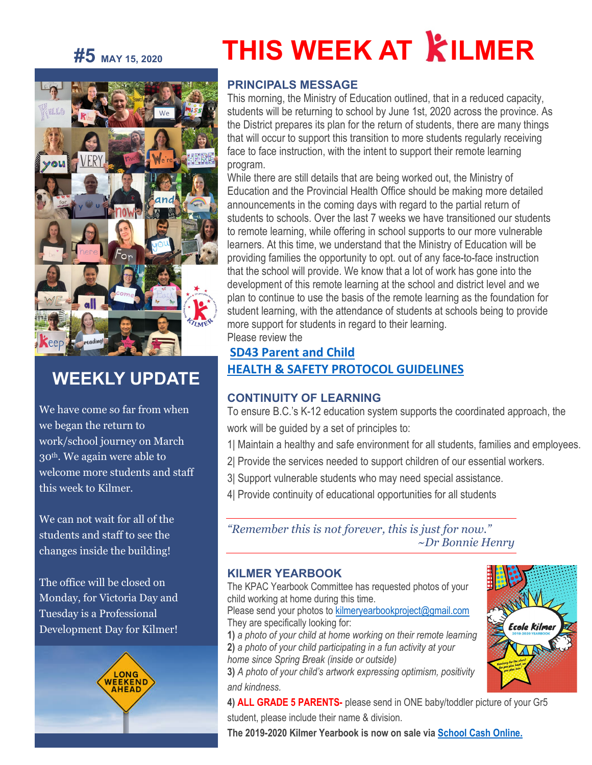# THIS WEEK AT KILMER

**#5** MAY 15, 2020

## WEEKLY UPDATE

We have come so far from when we began the return to work/school journey on March 30th. We again were able to welcome more students and staff this week to Kilmer.

We can not wait for all of the students and staff to see the changes inside the building!

The office will be closed on Monday, for Victoria Day and Tuesday is a Professional Development Day for Kilmer!

LONG WEEKEND AHEAD

## PRINCIPALS MESSAGE

This morning, the Ministry of Education outlined, that in a reduced capacity, students will be returning to school by June 1st, 2020 across the province. As the District prepares its plan for the return of students, there are many things that will occur to support this transition to more students regularly receiving face to face instruction, with the intent to support their remote learning program.

While there are still details that are being worked out, the Ministry of Education and the Provincial Health Office should be making more detailed announcements in the coming days with regard to the partial return of students to schools. Over the last 7 weeks we have transitioned our students to remote learning, while offering in school supports to our more vulnerable learners. At this time, we understand that the Ministry of Education will be providing families the opportunity to opt. out of any face-to-face instruction that the school will provide. We know that a lot of work has gone into the development of this remote learning at the school and district level and we plan to continue to use the basis of the remote learning as the foundation for student learning, with the attendance of students at schools being to provide more support for students in regard to their learning.

Please review the

**SD43 Parent and Child**

**HEALTH & SAFETY PROTOCOL GUIDELINES**

## CONTINUITY OF LEARNING

To ensure B.C.'s K-12 education system supports the coordinated approach, the work will be guided by a set of principles to:

1| Maintain a healthy and safe environment for all students, families and employees.

2| Provide the services needed to support children of our essential workers.

3| Support vulnerable students who may need special assistance.

4| Provide continuity of educational opportunities for all students

*"Remember this is not forever, this is just for now."*
*~Dr Bonnie Henry*

## KILMER YEARBOOK

The KPAC Yearbook Committee has requested photos of your child working at home during this time.

Please send your photos to kilmeryearbookproject@gmail.com

They are specifically looking for:

**1)** *a photo of your child at home working on their remote learning*

**2)** *a photo of your child participating in a fun activity at your home since Spring Break (inside or outside)*

**3)** *A photo of your child's artwork expressing optimism, positivity and kindness.*

**4) ALL GRADE 5 PARENTS-** please send in ONE baby/toddler picture of your Gr5 student, please include their name & division.

**The 2019-2020 Kilmer Yearbook is now on sale via School Cash Online.**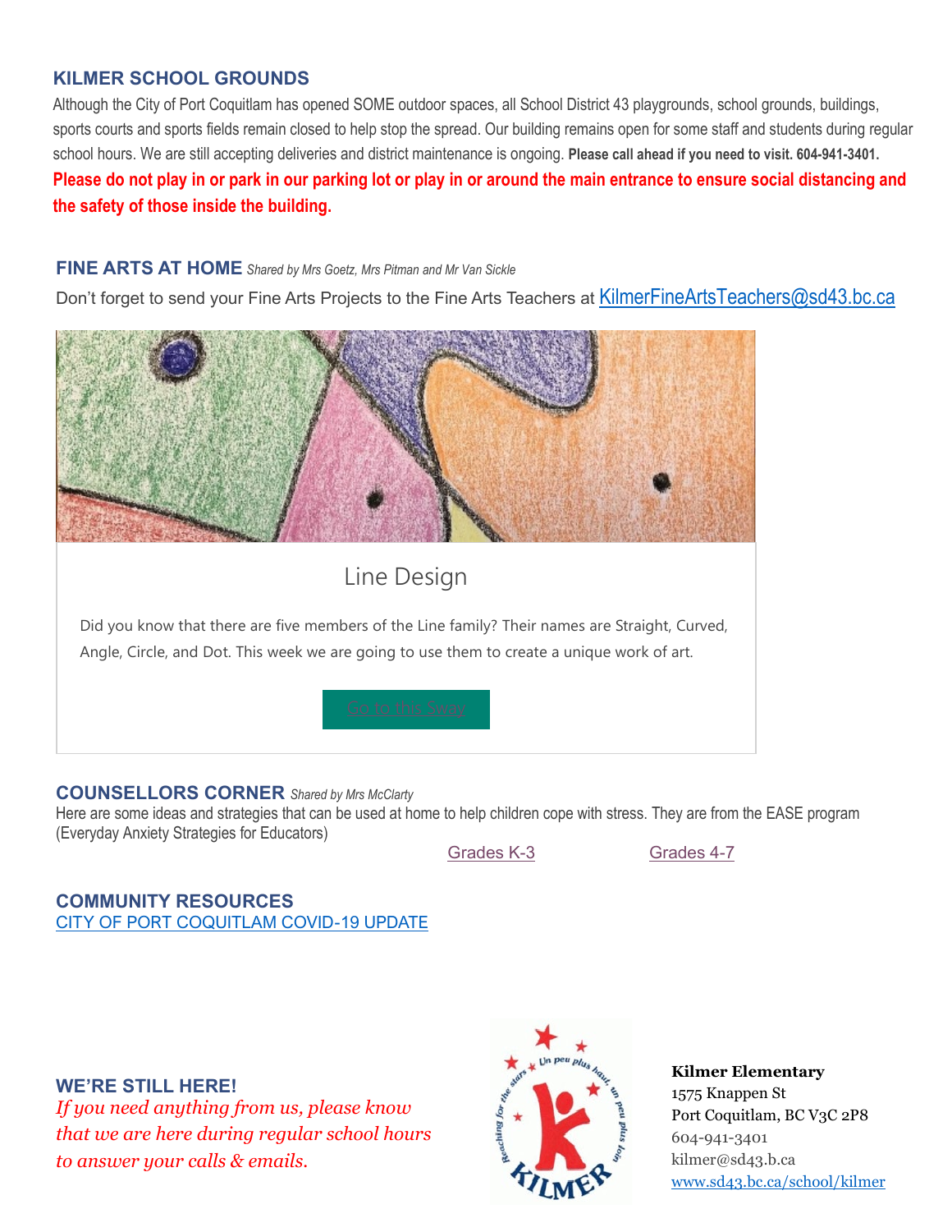## KILMER SCHOOL GROUNDS

Although the City of Port Coquitlam has opened SOME outdoor spaces, all School District 43 playgrounds, school grounds, buildings, sports courts and sports fields remain closed to help stop the spread. Our building remains open for some staff and students during regular school hours. We are still accepting deliveries and district maintenance is ongoing. **Please call ahead if you need to visit. 604-941-3401.**

**Please do not play in or park in our parking lot or play in or around the main entrance to ensure social distancing and the safety of those inside the building.**

## FINE ARTS AT HOME *Shared by Mrs Goetz, Mrs Pitman and Mr Van Sickle*

Don't forget to send your Fine Arts Projects to the Fine Arts Teachers at KilmerFineArtsTeachers@sd43.bc.ca

### Line Design

Did you know that there are five members of the Line family? Their names are Straight, Curved, Angle, Circle, and Dot. This week we are going to use them to create a unique work of art.

Go to this Sway

## COUNSELLORS CORNER *Shared by Mrs McClarty*

Here are some ideas and strategies that can be used at home to help children cope with stress. They are from the EASE program (Everyday Anxiety Strategies for Educators)

Grades K-3 Grades 4-7

## COMMUNITY RESOURCES

CITY OF PORT COQUITLAM COVID-19 UPDATE

## WE'RE STILL HERE!

*If you need anything from us, please know that we are here during regular school hours to answer your calls & emails.*

Reaching for the stars · Un peu plus haut, un peu plus loin · KILMER

**Kilmer Elementary**
1575 Knappen St
Port Coquitlam, BC V3C 2P8
604-941-3401
kilmer@sd43.b.ca
www.sd43.bc.ca/school/kilmer